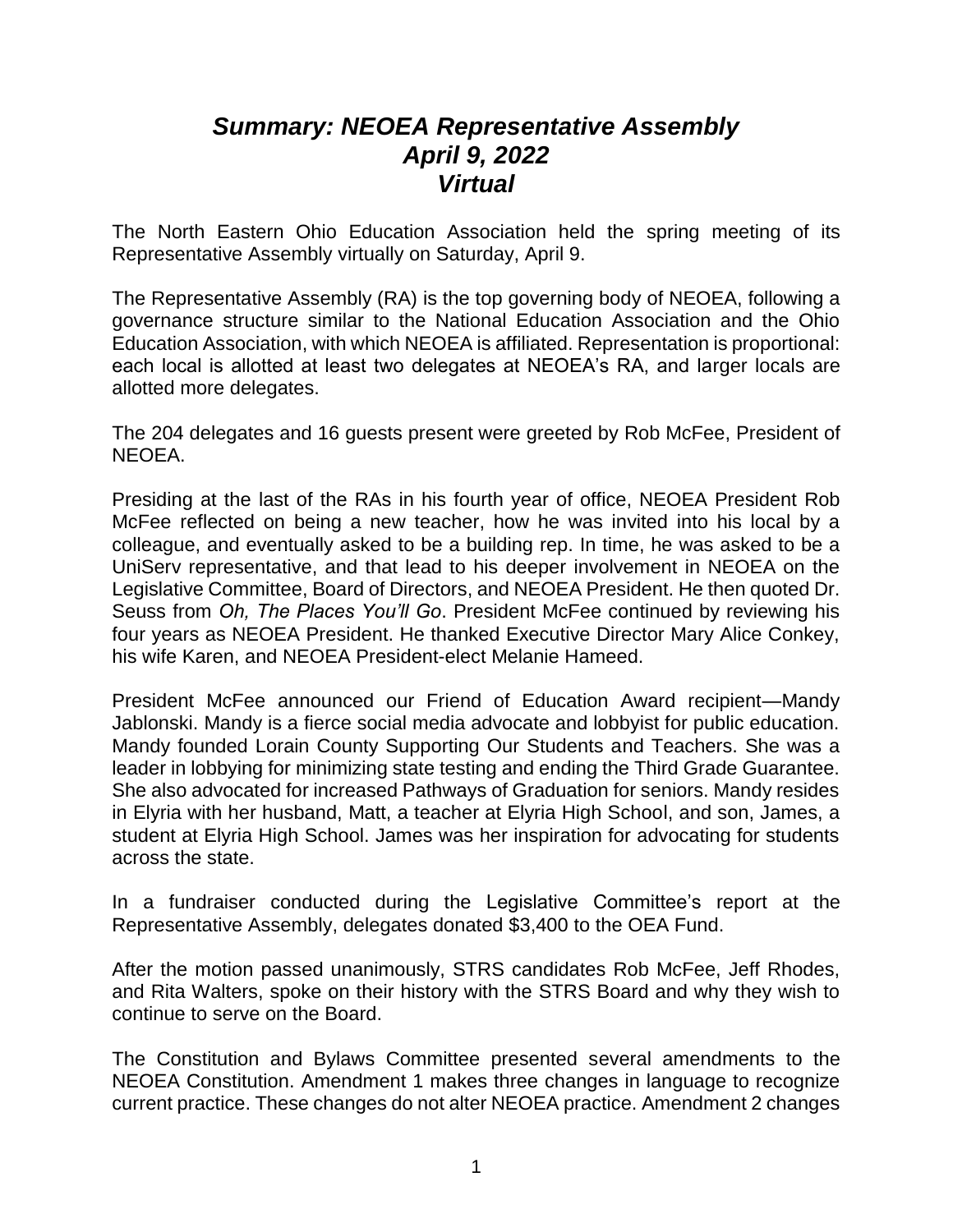# *Summary: NEOEA Representative Assembly*
# *April 9, 2022*
# *Virtual*

The North Eastern Ohio Education Association held the spring meeting of its Representative Assembly virtually on Saturday, April 9.

The Representative Assembly (RA) is the top governing body of NEOEA, following a governance structure similar to the National Education Association and the Ohio Education Association, with which NEOEA is affiliated. Representation is proportional: each local is allotted at least two delegates at NEOEA's RA, and larger locals are allotted more delegates.

The 204 delegates and 16 guests present were greeted by Rob McFee, President of NEOEA.

Presiding at the last of the RAs in his fourth year of office, NEOEA President Rob McFee reflected on being a new teacher, how he was invited into his local by a colleague, and eventually asked to be a building rep. In time, he was asked to be a UniServ representative, and that lead to his deeper involvement in NEOEA on the Legislative Committee, Board of Directors, and NEOEA President. He then quoted Dr. Seuss from *Oh, The Places You'll Go*. President McFee continued by reviewing his four years as NEOEA President. He thanked Executive Director Mary Alice Conkey, his wife Karen, and NEOEA President-elect Melanie Hameed.

President McFee announced our Friend of Education Award recipient—Mandy Jablonski. Mandy is a fierce social media advocate and lobbyist for public education. Mandy founded Lorain County Supporting Our Students and Teachers. She was a leader in lobbying for minimizing state testing and ending the Third Grade Guarantee. She also advocated for increased Pathways of Graduation for seniors. Mandy resides in Elyria with her husband, Matt, a teacher at Elyria High School, and son, James, a student at Elyria High School. James was her inspiration for advocating for students across the state.

In a fundraiser conducted during the Legislative Committee's report at the Representative Assembly, delegates donated $3,400 to the OEA Fund.

After the motion passed unanimously, STRS candidates Rob McFee, Jeff Rhodes, and Rita Walters, spoke on their history with the STRS Board and why they wish to continue to serve on the Board.

The Constitution and Bylaws Committee presented several amendments to the NEOEA Constitution. Amendment 1 makes three changes in language to recognize current practice. These changes do not alter NEOEA practice. Amendment 2 changes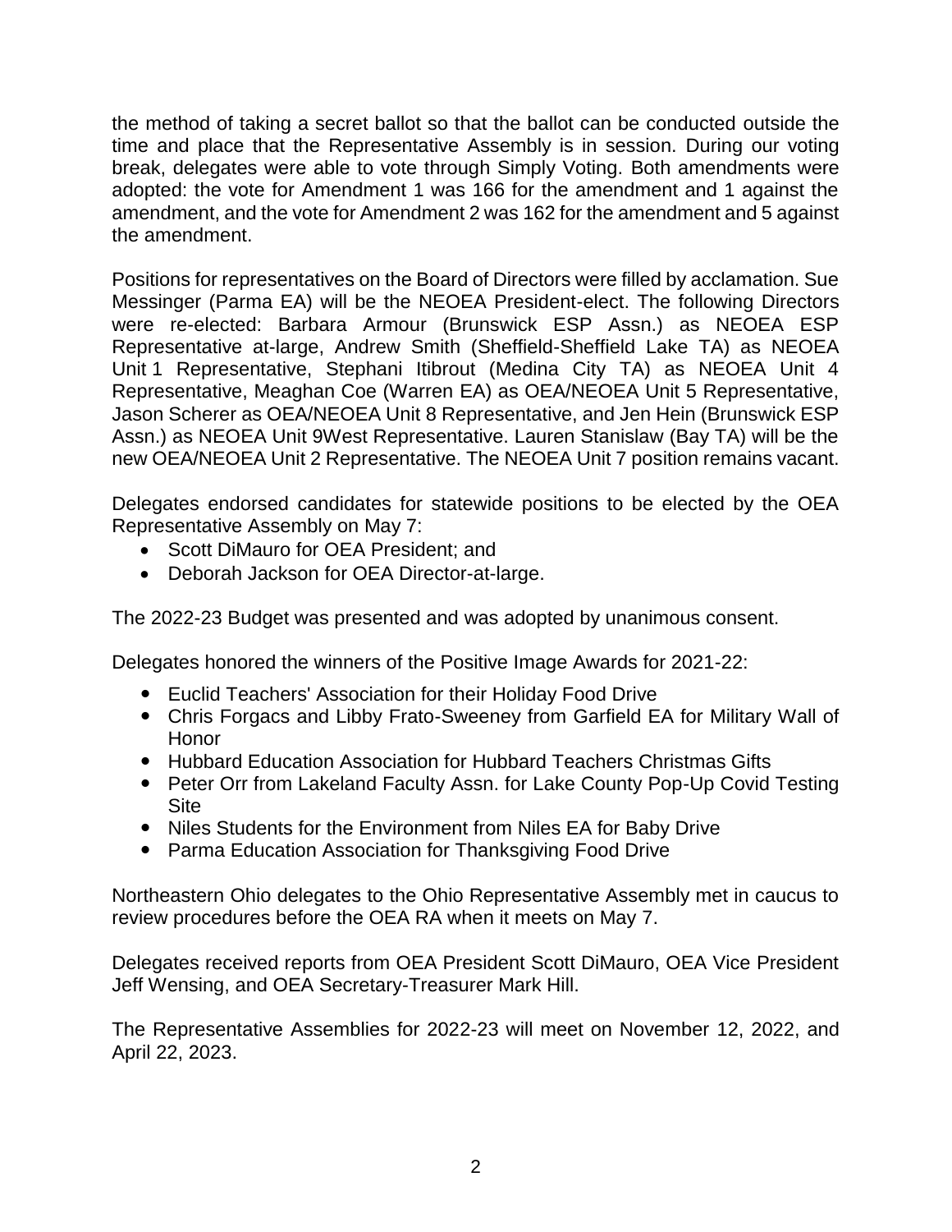the method of taking a secret ballot so that the ballot can be conducted outside the time and place that the Representative Assembly is in session. During our voting break, delegates were able to vote through Simply Voting. Both amendments were adopted: the vote for Amendment 1 was 166 for the amendment and 1 against the amendment, and the vote for Amendment 2 was 162 for the amendment and 5 against the amendment.

Positions for representatives on the Board of Directors were filled by acclamation. Sue Messinger (Parma EA) will be the NEOEA President-elect. The following Directors were re-elected: Barbara Armour (Brunswick ESP Assn.) as NEOEA ESP Representative at-large, Andrew Smith (Sheffield-Sheffield Lake TA) as NEOEA Unit 1 Representative, Stephani Itibrout (Medina City TA) as NEOEA Unit 4 Representative, Meaghan Coe (Warren EA) as OEA/NEOEA Unit 5 Representative, Jason Scherer as OEA/NEOEA Unit 8 Representative, and Jen Hein (Brunswick ESP Assn.) as NEOEA Unit 9West Representative. Lauren Stanislaw (Bay TA) will be the new OEA/NEOEA Unit 2 Representative. The NEOEA Unit 7 position remains vacant.

Delegates endorsed candidates for statewide positions to be elected by the OEA Representative Assembly on May 7:

- Scott DiMauro for OEA President; and
- Deborah Jackson for OEA Director-at-large.

The 2022-23 Budget was presented and was adopted by unanimous consent.

Delegates honored the winners of the Positive Image Awards for 2021-22:

- Euclid Teachers' Association for their Holiday Food Drive
- Chris Forgacs and Libby Frato-Sweeney from Garfield EA for Military Wall of Honor
- Hubbard Education Association for Hubbard Teachers Christmas Gifts
- Peter Orr from Lakeland Faculty Assn. for Lake County Pop-Up Covid Testing Site
- Niles Students for the Environment from Niles EA for Baby Drive
- Parma Education Association for Thanksgiving Food Drive

Northeastern Ohio delegates to the Ohio Representative Assembly met in caucus to review procedures before the OEA RA when it meets on May 7.

Delegates received reports from OEA President Scott DiMauro, OEA Vice President Jeff Wensing, and OEA Secretary-Treasurer Mark Hill.

The Representative Assemblies for 2022-23 will meet on November 12, 2022, and April 22, 2023.